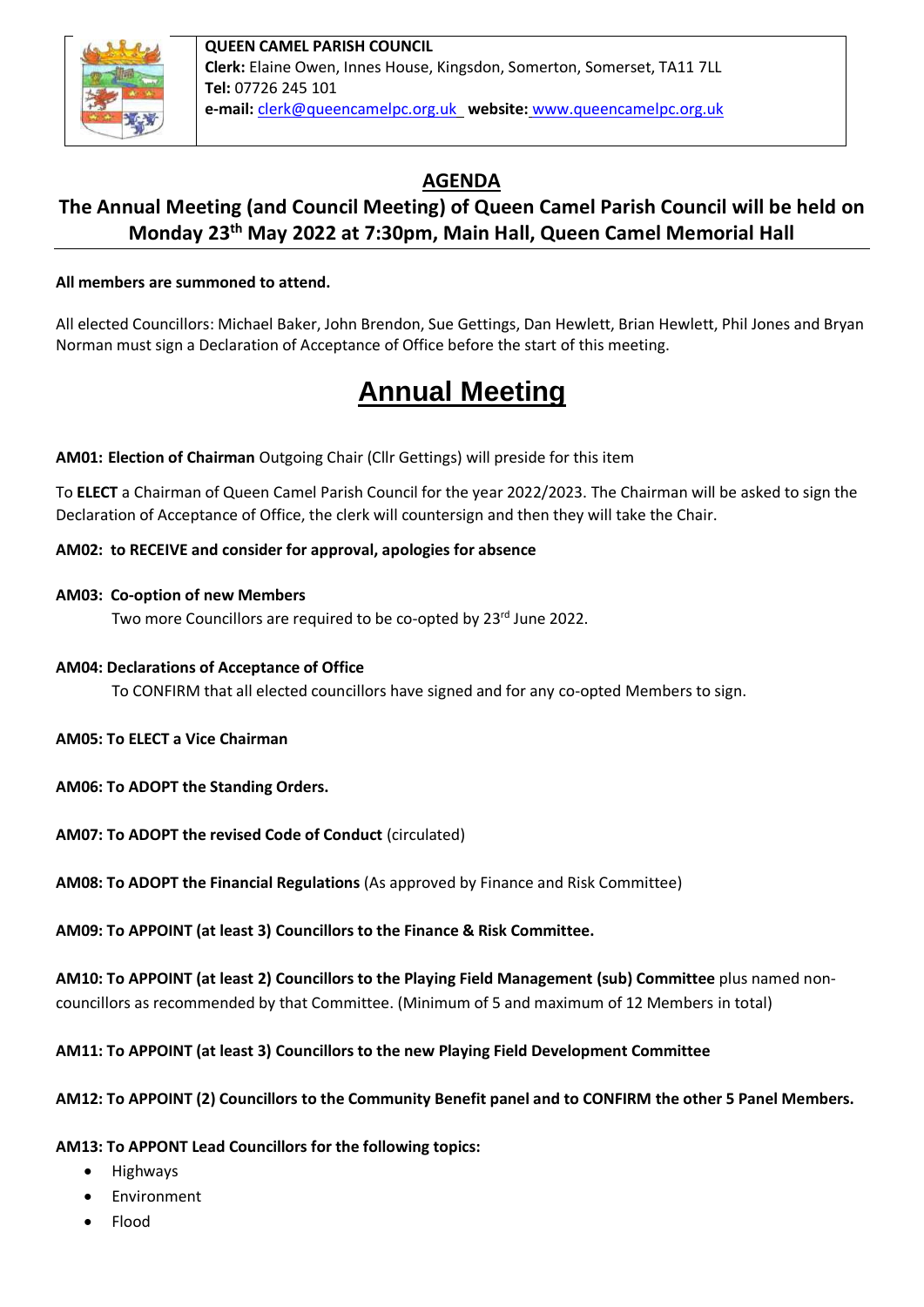**QUEEN CAMEL PARISH COUNCIL**
**Clerk:** Elaine Owen, Innes House, Kingsdon, Somerton, Somerset, TA11 7LL
**Tel:** 07726 245 101
**e-mail:** clerk@queencamelpc.org.uk **website:** www.queencamelpc.org.uk

# AGENDA

## The Annual Meeting (and Council Meeting) of Queen Camel Parish Council will be held on Monday 23rd May 2022 at 7:30pm, Main Hall, Queen Camel Memorial Hall

**All members are summoned to attend.**

All elected Councillors: Michael Baker, John Brendon, Sue Gettings, Dan Hewlett, Brian Hewlett, Phil Jones and Bryan Norman must sign a Declaration of Acceptance of Office before the start of this meeting.

# Annual Meeting

**AM01: Election of Chairman** Outgoing Chair (Cllr Gettings) will preside for this item

To **ELECT** a Chairman of Queen Camel Parish Council for the year 2022/2023. The Chairman will be asked to sign the Declaration of Acceptance of Office, the clerk will countersign and then they will take the Chair.

**AM02: to RECEIVE and consider for approval, apologies for absence**

**AM03: Co-option of new Members**

Two more Councillors are required to be co-opted by 23rd June 2022.

**AM04: Declarations of Acceptance of Office**

To CONFIRM that all elected councillors have signed and for any co-opted Members to sign.

**AM05: To ELECT a Vice Chairman**

**AM06: To ADOPT the Standing Orders.**

**AM07: To ADOPT the revised Code of Conduct** (circulated)

**AM08: To ADOPT the Financial Regulations** (As approved by Finance and Risk Committee)

**AM09: To APPOINT (at least 3) Councillors to the Finance & Risk Committee.**

**AM10: To APPOINT (at least 2) Councillors to the Playing Field Management (sub) Committee** plus named non-councillors as recommended by that Committee. (Minimum of 5 and maximum of 12 Members in total)

**AM11: To APPOINT (at least 3) Councillors to the new Playing Field Development Committee**

**AM12: To APPOINT (2) Councillors to the Community Benefit panel and to CONFIRM the other 5 Panel Members.**

**AM13: To APPONT Lead Councillors for the following topics:**

- Highways
- Environment
- Flood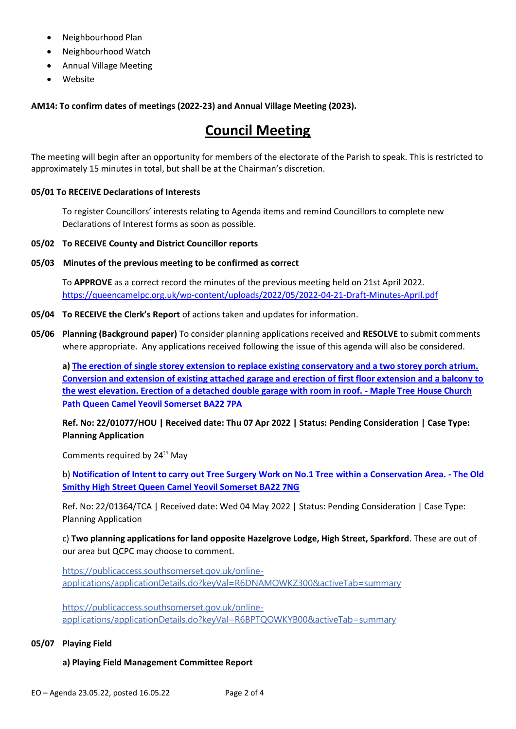- Neighbourhood Plan
- Neighbourhood Watch
- Annual Village Meeting
- Website

**AM14: To confirm dates of meetings (2022-23) and Annual Village Meeting (2023).**

# Council Meeting

The meeting will begin after an opportunity for members of the electorate of the Parish to speak. This is restricted to approximately 15 minutes in total, but shall be at the Chairman's discretion.

**05/01 To RECEIVE Declarations of Interests**

To register Councillors' interests relating to Agenda items and remind Councillors to complete new Declarations of Interest forms as soon as possible.

**05/02 To RECEIVE County and District Councillor reports**

**05/03 Minutes of the previous meeting to be confirmed as correct**

To **APPROVE** as a correct record the minutes of the previous meeting held on 21st April 2022. https://queencamelpc.org.uk/wp-content/uploads/2022/05/2022-04-21-Draft-Minutes-April.pdf

**05/04 To RECEIVE the Clerk's Report** of actions taken and updates for information.

**05/06 Planning (Background paper)** To consider planning applications received and **RESOLVE** to submit comments where appropriate. Any applications received following the issue of this agenda will also be considered.

**a) The erection of single storey extension to replace existing conservatory and a two storey porch atrium. Conversion and extension of existing attached garage and erection of first floor extension and a balcony to the west elevation. Erection of a detached double garage with room in roof. - Maple Tree House Church Path Queen Camel Yeovil Somerset BA22 7PA**

**Ref. No: 22/01077/HOU | Received date: Thu 07 Apr 2022 | Status: Pending Consideration | Case Type: Planning Application**

Comments required by 24th May

b) **Notification of Intent to carry out Tree Surgery Work on No.1 Tree within a Conservation Area. - The Old Smithy High Street Queen Camel Yeovil Somerset BA22 7NG**

Ref. No: 22/01364/TCA | Received date: Wed 04 May 2022 | Status: Pending Consideration | Case Type: Planning Application

c) **Two planning applications for land opposite Hazelgrove Lodge, High Street, Sparkford**. These are out of our area but QCPC may choose to comment.

https://publicaccess.southsomerset.gov.uk/online-applications/applicationDetails.do?keyVal=R6DNAMOWKZ300&activeTab=summary

https://publicaccess.southsomerset.gov.uk/online-applications/applicationDetails.do?keyVal=R6BPTQOWKYB00&activeTab=summary

**05/07 Playing Field**

**a) Playing Field Management Committee Report**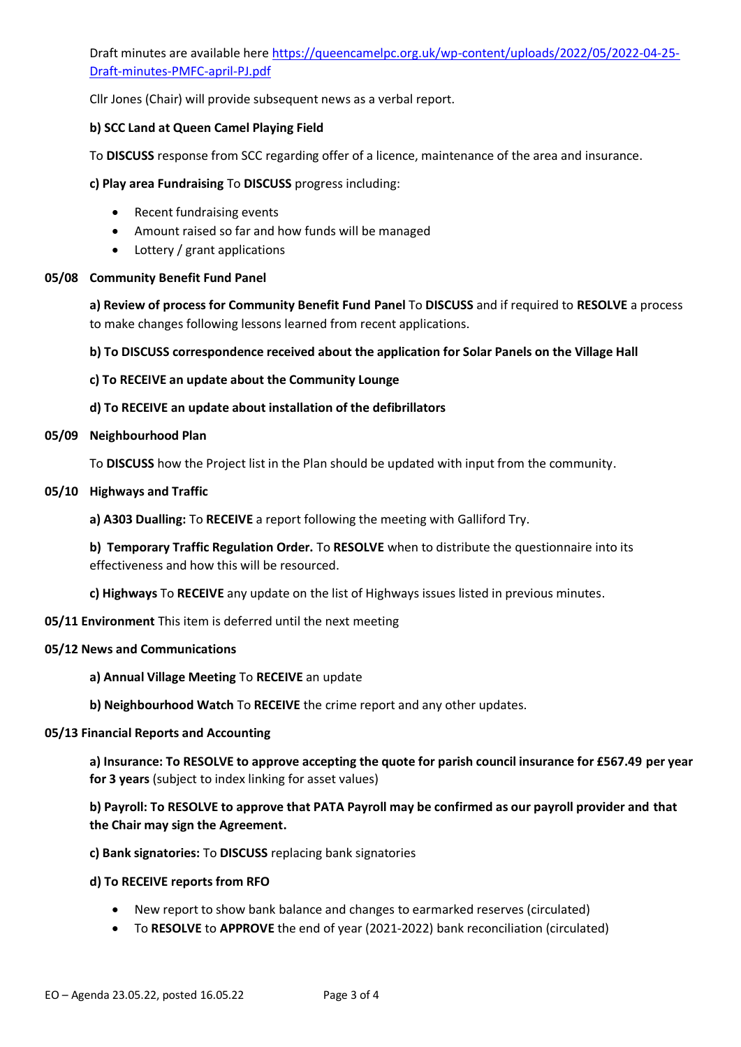Draft minutes are available here [https://queencamelpc.org.uk/wp-content/uploads/2022/05/2022-04-25-Draft-minutes-PMFC-april-PJ.pdf](https://queencamelpc.org.uk/wp-content/uploads/2022/05/2022-04-25-Draft-minutes-PMFC-april-PJ.pdf)

Cllr Jones (Chair) will provide subsequent news as a verbal report.

**b) SCC Land at Queen Camel Playing Field**

To **DISCUSS** response from SCC regarding offer of a licence, maintenance of the area and insurance.

**c) Play area Fundraising** To **DISCUSS** progress including:

- Recent fundraising events
- Amount raised so far and how funds will be managed
- Lottery / grant applications

**05/08 Community Benefit Fund Panel**

**a) Review of process for Community Benefit Fund Panel** To **DISCUSS** and if required to **RESOLVE** a process to make changes following lessons learned from recent applications.

**b) To DISCUSS correspondence received about the application for Solar Panels on the Village Hall**

**c) To RECEIVE an update about the Community Lounge**

**d) To RECEIVE an update about installation of the defibrillators**

**05/09 Neighbourhood Plan**

To **DISCUSS** how the Project list in the Plan should be updated with input from the community.

**05/10 Highways and Traffic**

**a) A303 Dualling:** To **RECEIVE** a report following the meeting with Galliford Try.

**b) Temporary Traffic Regulation Order.** To **RESOLVE** when to distribute the questionnaire into its effectiveness and how this will be resourced.

**c) Highways** To **RECEIVE** any update on the list of Highways issues listed in previous minutes.

**05/11 Environment** This item is deferred until the next meeting

**05/12 News and Communications**

**a) Annual Village Meeting** To **RECEIVE** an update

**b) Neighbourhood Watch** To **RECEIVE** the crime report and any other updates.

**05/13 Financial Reports and Accounting**

**a) Insurance: To RESOLVE to approve accepting the quote for parish council insurance for £567.49 per year for 3 years** (subject to index linking for asset values)

**b) Payroll: To RESOLVE to approve that PATA Payroll may be confirmed as our payroll provider and that the Chair may sign the Agreement.**

**c) Bank signatories:** To **DISCUSS** replacing bank signatories

**d) To RECEIVE reports from RFO**

- New report to show bank balance and changes to earmarked reserves (circulated)
- To **RESOLVE** to **APPROVE** the end of year (2021-2022) bank reconciliation (circulated)

EO – Agenda 23.05.22, posted 16.05.22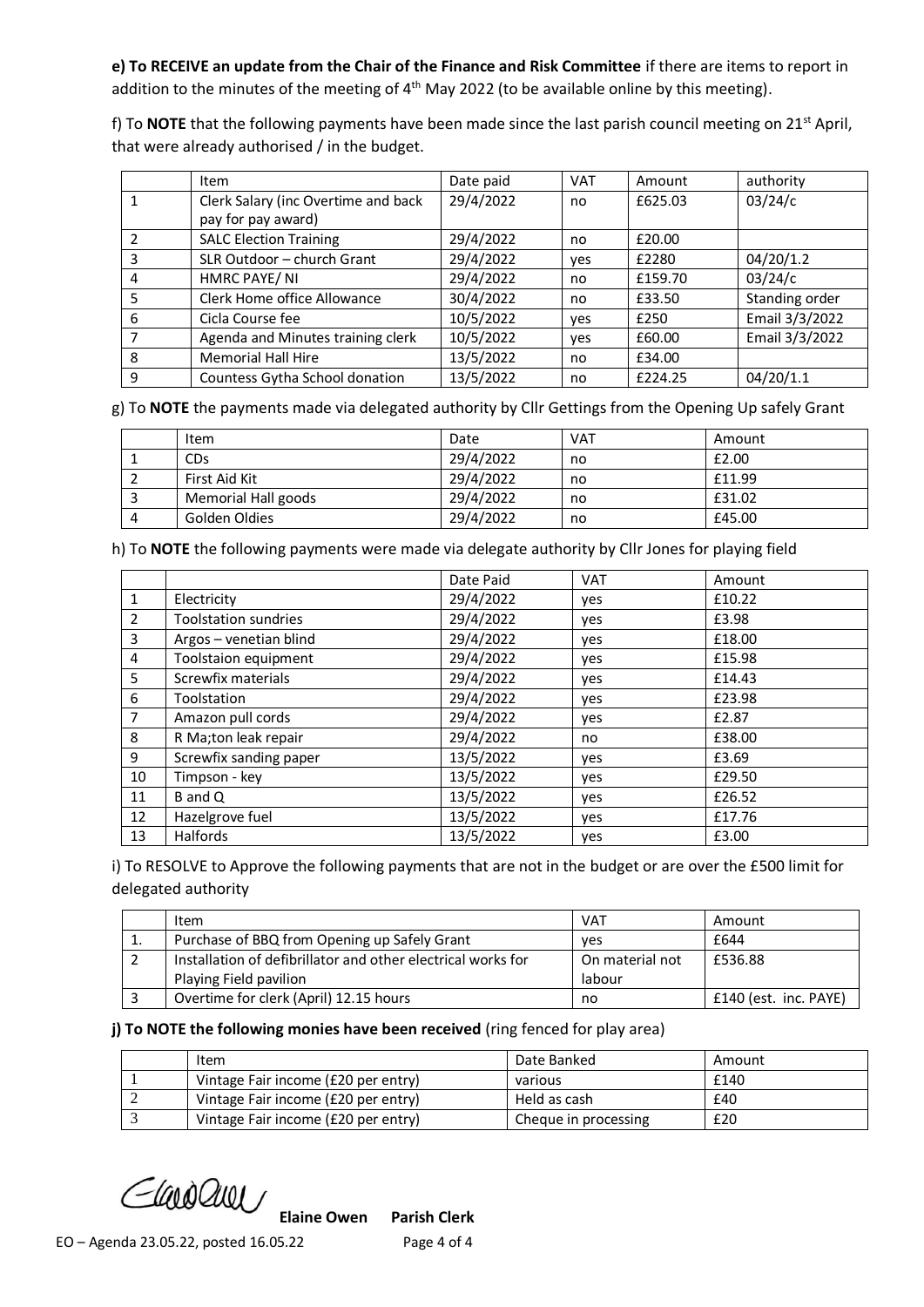**e) To RECEIVE an update from the Chair of the Finance and Risk Committee** if there are items to report in addition to the minutes of the meeting of 4th May 2022 (to be available online by this meeting).

f) To **NOTE** that the following payments have been made since the last parish council meeting on 21st April, that were already authorised / in the budget.

| | Item | Date paid | VAT | Amount | authority |
|---|---|---|---|---|---|
| 1 | Clerk Salary (inc Overtime and back pay for pay award) | 29/4/2022 | no | £625.03 | 03/24/c |
| 2 | SALC Election Training | 29/4/2022 | no | £20.00 | |
| 3 | SLR Outdoor – church Grant | 29/4/2022 | yes | £2280 | 04/20/1.2 |
| 4 | HMRC PAYE/ NI | 29/4/2022 | no | £159.70 | 03/24/c |
| 5 | Clerk Home office Allowance | 30/4/2022 | no | £33.50 | Standing order |
| 6 | Cicla Course fee | 10/5/2022 | yes | £250 | Email 3/3/2022 |
| 7 | Agenda and Minutes training clerk | 10/5/2022 | yes | £60.00 | Email 3/3/2022 |
| 8 | Memorial Hall Hire | 13/5/2022 | no | £34.00 | |
| 9 | Countess Gytha School donation | 13/5/2022 | no | £224.25 | 04/20/1.1 |

g) To **NOTE** the payments made via delegated authority by Cllr Gettings from the Opening Up safely Grant

| | Item | Date | VAT | Amount |
|---|---|---|---|---|
| 1 | CDs | 29/4/2022 | no | £2.00 |
| 2 | First Aid Kit | 29/4/2022 | no | £11.99 |
| 3 | Memorial Hall goods | 29/4/2022 | no | £31.02 |
| 4 | Golden Oldies | 29/4/2022 | no | £45.00 |

h) To **NOTE** the following payments were made via delegate authority by Cllr Jones for playing field

| | | Date Paid | VAT | Amount |
|---|---|---|---|---|
| 1 | Electricity | 29/4/2022 | yes | £10.22 |
| 2 | Toolstation sundries | 29/4/2022 | yes | £3.98 |
| 3 | Argos – venetian blind | 29/4/2022 | yes | £18.00 |
| 4 | Toolstaion equipment | 29/4/2022 | yes | £15.98 |
| 5 | Screwfix materials | 29/4/2022 | yes | £14.43 |
| 6 | Toolstation | 29/4/2022 | yes | £23.98 |
| 7 | Amazon pull cords | 29/4/2022 | yes | £2.87 |
| 8 | R Ma;ton leak repair | 29/4/2022 | no | £38.00 |
| 9 | Screwfix sanding paper | 13/5/2022 | yes | £3.69 |
| 10 | Timpson - key | 13/5/2022 | yes | £29.50 |
| 11 | B and Q | 13/5/2022 | yes | £26.52 |
| 12 | Hazelgrove fuel | 13/5/2022 | yes | £17.76 |
| 13 | Halfords | 13/5/2022 | yes | £3.00 |

i) To RESOLVE to Approve the following payments that are not in the budget or are over the £500 limit for delegated authority

| | Item | VAT | Amount |
|---|---|---|---|
| 1. | Purchase of BBQ from Opening up Safely Grant | yes | £644 |
| 2 | Installation of defibrillator and other electrical works for Playing Field pavilion | On material not labour | £536.88 |
| 3 | Overtime for clerk (April) 12.15 hours | no | £140 (est. inc. PAYE) |

**j) To NOTE the following monies have been received** (ring fenced for play area)

| | Item | Date Banked | Amount |
|---|---|---|---|
| 1 | Vintage Fair income (£20 per entry) | various | £140 |
| 2 | Vintage Fair income (£20 per entry) | Held as cash | £40 |
| 3 | Vintage Fair income (£20 per entry) | Cheque in processing | £20 |

**Elaine Owen Parish Clerk**

EO – Agenda 23.05.22, posted 16.05.22